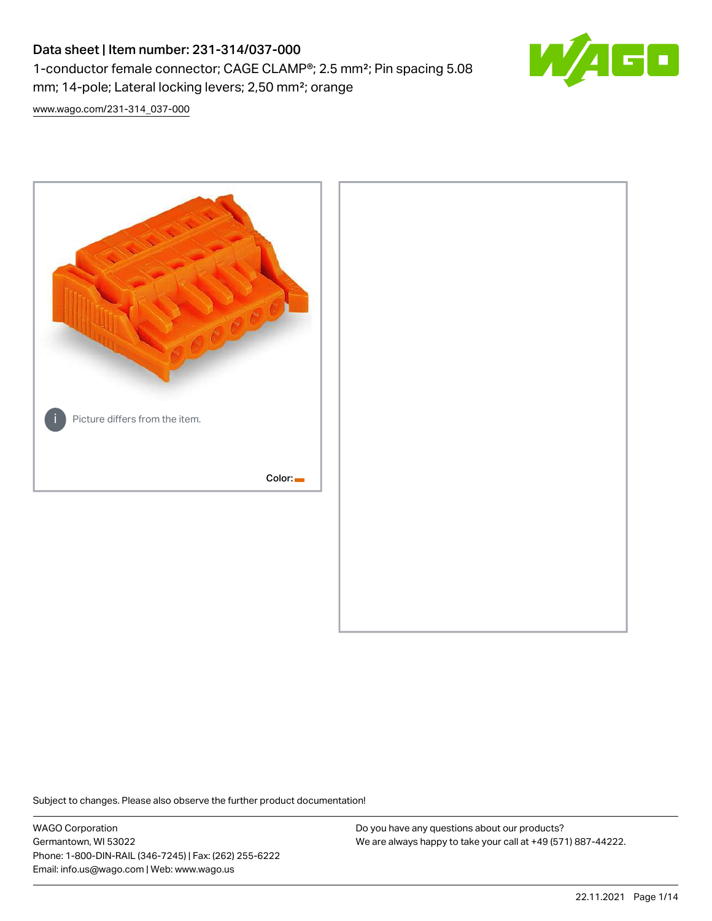# Data sheet | Item number: 231-314/037-000

1-conductor female connector; CAGE CLAMP®; 2.5 mm²; Pin spacing 5.08 mm; 14-pole; Lateral locking levers; 2,50 mm²; orange

www.wago.com/231-314_037-000

Picture differs from the item.

Color:

Subject to changes. Please also observe the further product documentation!

WAGO Corporation
Germantown, WI 53022
Phone: 1-800-DIN-RAIL (346-7245) | Fax: (262) 255-6222
Email: info.us@wago.com | Web: www.wago.us

Do you have any questions about our products?
We are always happy to take your call at +49 (571) 887-44222.

22.11.2021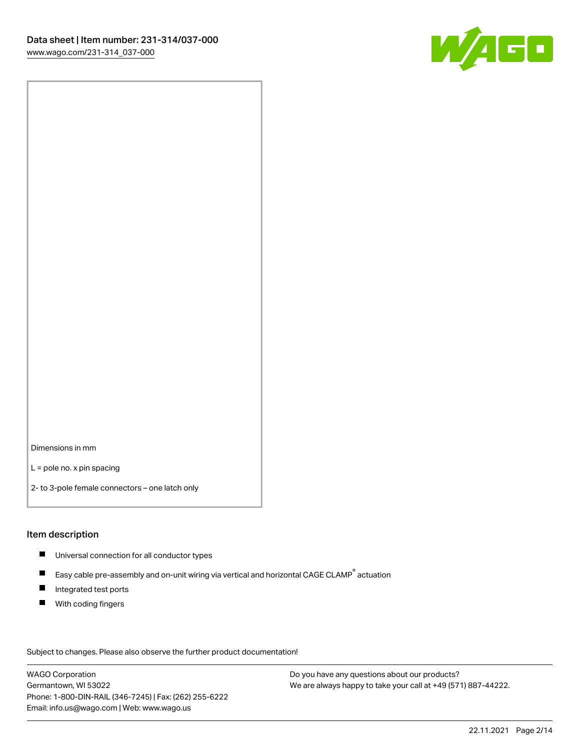Dimensions in mm

L = pole no. x pin spacing

2- to 3-pole female connectors – one latch only

## Item description

- Universal connection for all conductor types
- Easy cable pre-assembly and on-unit wiring via vertical and horizontal CAGE CLAMP® actuation
- Integrated test ports
- With coding fingers

Subject to changes. Please also observe the further product documentation!

WAGO Corporation
Germantown, WI 53022
Phone: 1-800-DIN-RAIL (346-7245) | Fax: (262) 255-6222
Email: info.us@wago.com | Web: www.wago.us

Do you have any questions about our products?
We are always happy to take your call at +49 (571) 887-44222.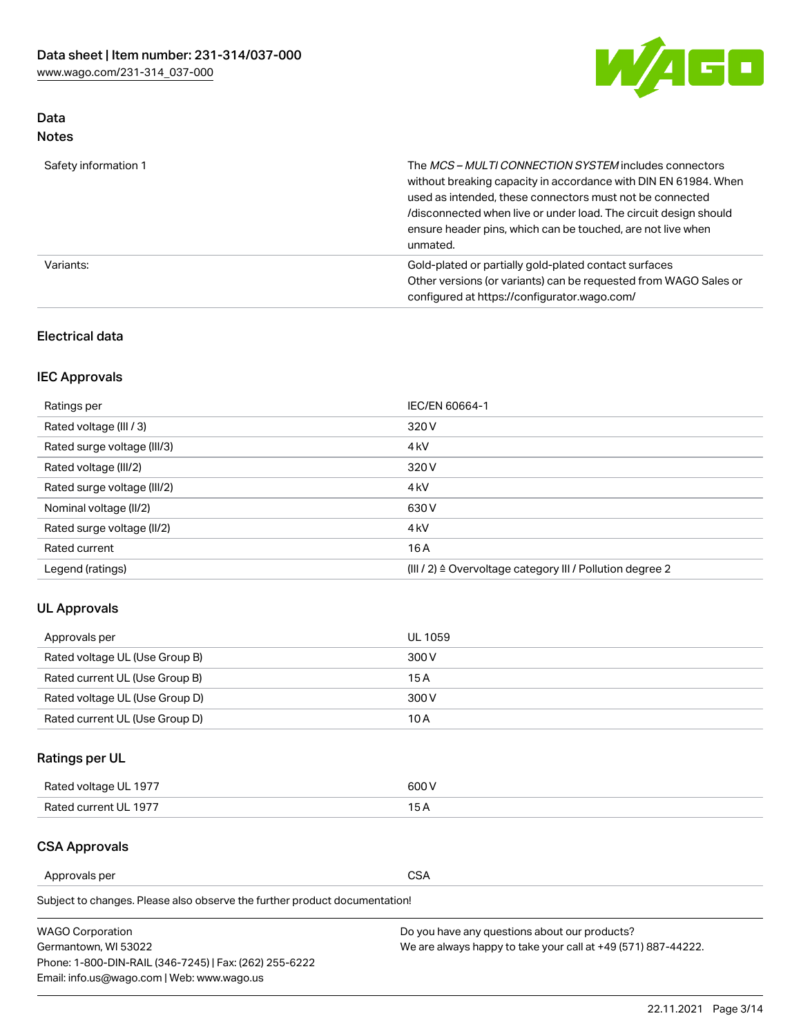## Data
### Notes

| | |
|---|---|
| Safety information 1 | The *MCS – MULTI CONNECTION SYSTEM* includes connectors without breaking capacity in accordance with DIN EN 61984. When used as intended, these connectors must not be connected /disconnected when live or under load. The circuit design should ensure header pins, which can be touched, are not live when unmated. |
| Variants: | Gold-plated or partially gold-plated contact surfaces<br>Other versions (or variants) can be requested from WAGO Sales or configured at https://configurator.wago.com/ |

## Electrical data

### IEC Approvals

| | |
|---|---|
| Ratings per | IEC/EN 60664-1 |
| Rated voltage (III / 3) | 320 V |
| Rated surge voltage (III/3) | 4 kV |
| Rated voltage (III/2) | 320 V |
| Rated surge voltage (III/2) | 4 kV |
| Nominal voltage (II/2) | 630 V |
| Rated surge voltage (II/2) | 4 kV |
| Rated current | 16 A |
| Legend (ratings) | (III / 2) ≙ Overvoltage category III / Pollution degree 2 |

### UL Approvals

| | |
|---|---|
| Approvals per | UL 1059 |
| Rated voltage UL (Use Group B) | 300 V |
| Rated current UL (Use Group B) | 15 A |
| Rated voltage UL (Use Group D) | 300 V |
| Rated current UL (Use Group D) | 10 A |

### Ratings per UL

| | |
|---|---|
| Rated voltage UL 1977 | 600 V |
| Rated current UL 1977 | 15 A |

### CSA Approvals

| | |
|---|---|
| Approvals per | CSA |

Subject to changes. Please also observe the further product documentation!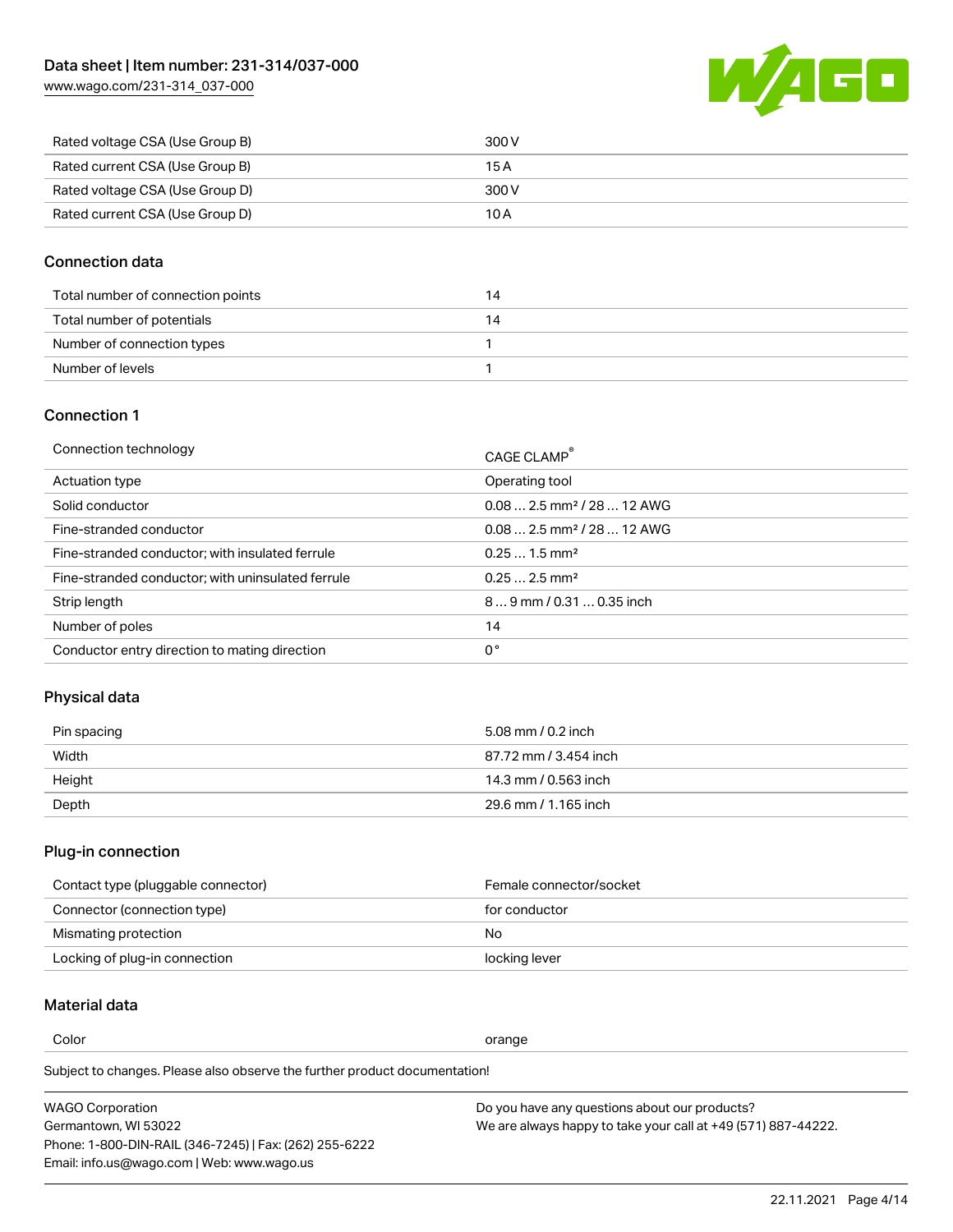| Rated voltage CSA (Use Group B) | 300 V |
| --- | --- |
| Rated current CSA (Use Group B) | 15 A |
| Rated voltage CSA (Use Group D) | 300 V |
| Rated current CSA (Use Group D) | 10 A |

## Connection data

| Total number of connection points | 14 |
| --- | --- |
| Total number of potentials | 14 |
| Number of connection types | 1 |
| Number of levels | 1 |

## Connection 1

| Connection technology | CAGE CLAMP® |
| --- | --- |
| Actuation type | Operating tool |
| Solid conductor | 0.08 … 2.5 mm² / 28 … 12 AWG |
| Fine-stranded conductor | 0.08 … 2.5 mm² / 28 … 12 AWG |
| Fine-stranded conductor; with insulated ferrule | 0.25 … 1.5 mm² |
| Fine-stranded conductor; with uninsulated ferrule | 0.25 … 2.5 mm² |
| Strip length | 8 … 9 mm / 0.31 … 0.35 inch |
| Number of poles | 14 |
| Conductor entry direction to mating direction | 0 ° |

## Physical data

| Pin spacing | 5.08 mm / 0.2 inch |
| --- | --- |
| Width | 87.72 mm / 3.454 inch |
| Height | 14.3 mm / 0.563 inch |
| Depth | 29.6 mm / 1.165 inch |

## Plug-in connection

| Contact type (pluggable connector) | Female connector/socket |
| --- | --- |
| Connector (connection type) | for conductor |
| Mismating protection | No |
| Locking of plug-in connection | locking lever |

## Material data

| Color | orange |
| --- | --- |

Subject to changes. Please also observe the further product documentation!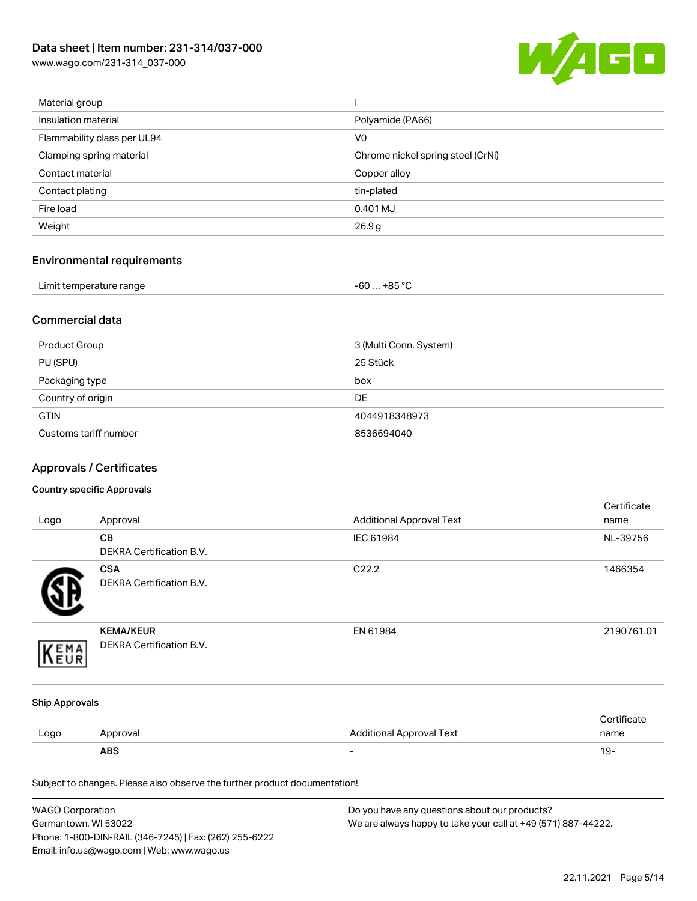| Material group | I |
| --- | --- |
| Insulation material | Polyamide (PA66) |
| Flammability class per UL94 | V0 |
| Clamping spring material | Chrome nickel spring steel (CrNi) |
| Contact material | Copper alloy |
| Contact plating | tin-plated |
| Fire load | 0.401 MJ |
| Weight | 26.9 g |

## Environmental requirements

| Limit temperature range | -60 … +85 °C |
| --- | --- |

## Commercial data

| Product Group | 3 (Multi Conn. System) |
| --- | --- |
| PU (SPU) | 25 Stück |
| Packaging type | box |
| Country of origin | DE |
| GTIN | 4044918348973 |
| Customs tariff number | 8536694040 |

## Approvals / Certificates

### Country specific Approvals

| Logo | Approval | Additional Approval Text | Certificate name |
| --- | --- | --- | --- |
| | **CB** DEKRA Certification B.V. | IEC 61984 | NL-39756 |
| | **CSA** DEKRA Certification B.V. | C22.2 | 1466354 |
| | **KEMA/KEUR** DEKRA Certification B.V. | EN 61984 | 2190761.01 |

### Ship Approvals

| Logo | Approval | Additional Approval Text | Certificate name |
| --- | --- | --- | --- |
| | **ABS** | - | 19- |

Subject to changes. Please also observe the further product documentation!

WAGO Corporation
Germantown, WI 53022
Phone: 1-800-DIN-RAIL (346-7245) | Fax: (262) 255-6222
Email: info.us@wago.com | Web: www.wago.us

Do you have any questions about our products?
We are always happy to take your call at +49 (571) 887-44222.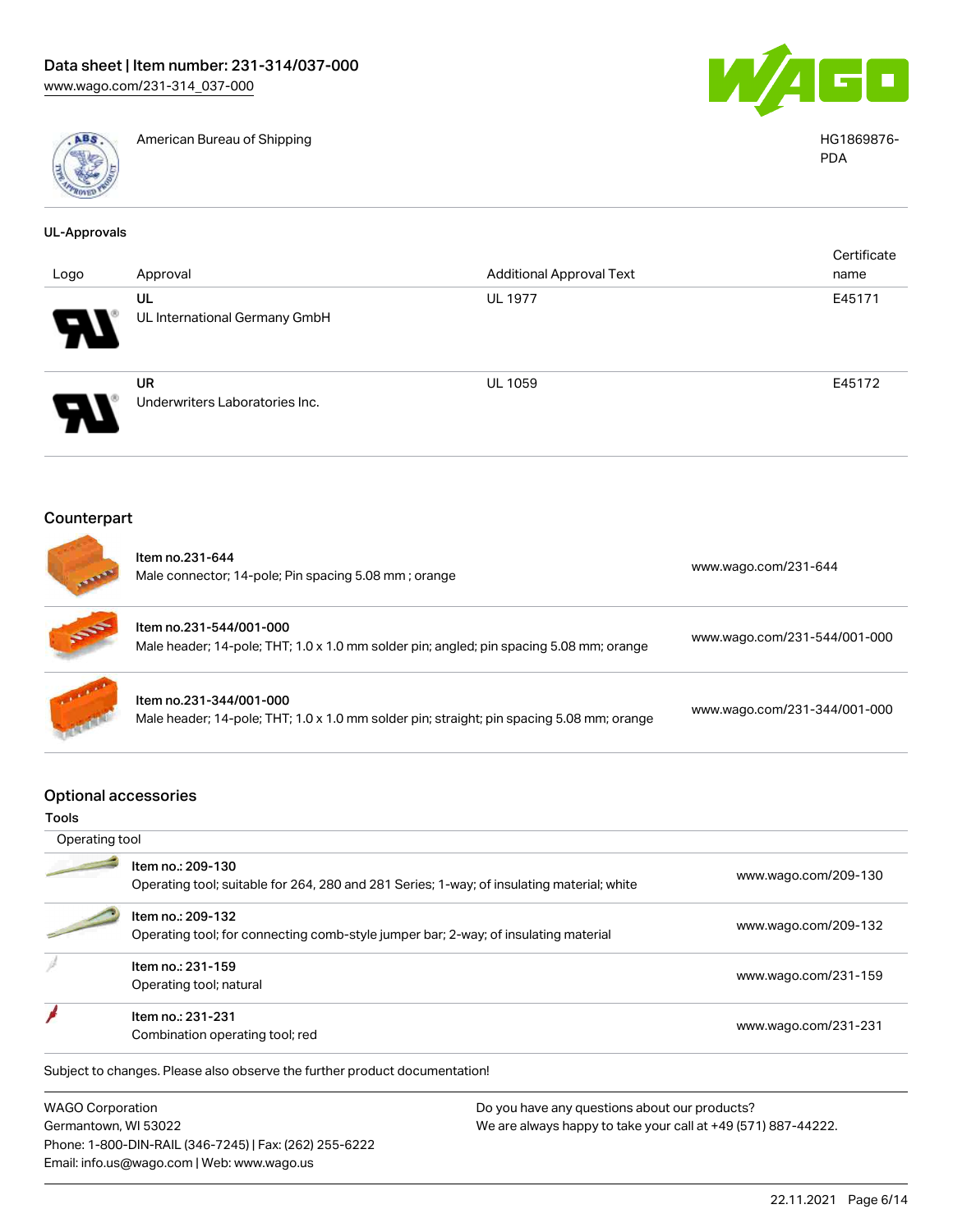| | American Bureau of Shipping | HG1869876-PDA |
|---|---|---|

### UL-Approvals

| Logo | Approval | Additional Approval Text | Certificate name |
|---|---|---|---|
| | UL<br>UL International Germany GmbH | UL 1977 | E45171 |
| | UR<br>Underwriters Laboratories Inc. | UL 1059 | E45172 |

## Counterpart

| Item | Description | Link |
|---|---|---|
| Item no.231-644 | Male connector; 14-pole; Pin spacing 5.08 mm ; orange | www.wago.com/231-644 |
| Item no.231-544/001-000 | Male header; 14-pole; THT; 1.0 x 1.0 mm solder pin; angled; pin spacing 5.08 mm; orange | www.wago.com/231-544/001-000 |
| Item no.231-344/001-000 | Male header; 14-pole; THT; 1.0 x 1.0 mm solder pin; straight; pin spacing 5.08 mm; orange | www.wago.com/231-344/001-000 |

## Optional accessories

### Tools

Operating tool

| Item | Description | Link |
|---|---|---|
| Item no.: 209-130 | Operating tool; suitable for 264, 280 and 281 Series; 1-way; of insulating material; white | www.wago.com/209-130 |
| Item no.: 209-132 | Operating tool; for connecting comb-style jumper bar; 2-way; of insulating material | www.wago.com/209-132 |
| Item no.: 231-159 | Operating tool; natural | www.wago.com/231-159 |
| Item no.: 231-231 | Combination operating tool; red | www.wago.com/231-231 |

Subject to changes. Please also observe the further product documentation!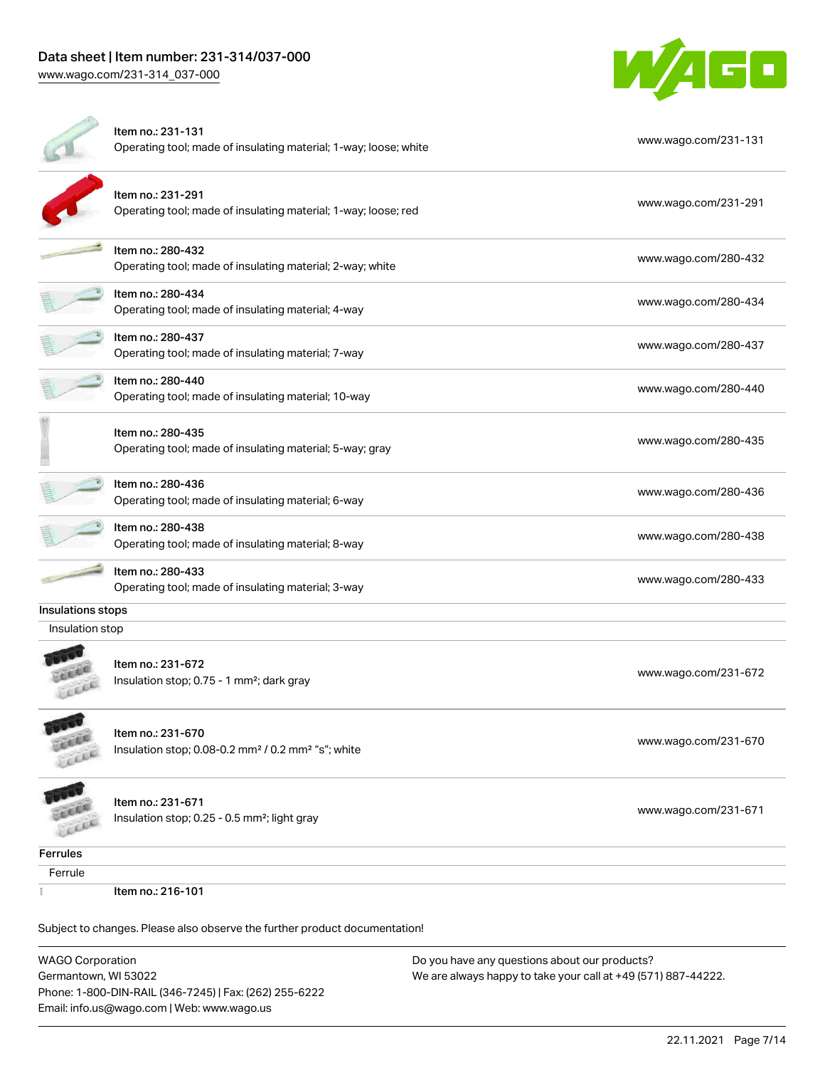| | |
|---|---|
| Item no.: 231-131<br>Operating tool; made of insulating material; 1-way; loose; white | www.wago.com/231-131 |
| Item no.: 231-291<br>Operating tool; made of insulating material; 1-way; loose; red | www.wago.com/231-291 |
| Item no.: 280-432<br>Operating tool; made of insulating material; 2-way; white | www.wago.com/280-432 |
| Item no.: 280-434<br>Operating tool; made of insulating material; 4-way | www.wago.com/280-434 |
| Item no.: 280-437<br>Operating tool; made of insulating material; 7-way | www.wago.com/280-437 |
| Item no.: 280-440<br>Operating tool; made of insulating material; 10-way | www.wago.com/280-440 |
| Item no.: 280-435<br>Operating tool; made of insulating material; 5-way; gray | www.wago.com/280-435 |
| Item no.: 280-436<br>Operating tool; made of insulating material; 6-way | www.wago.com/280-436 |
| Item no.: 280-438<br>Operating tool; made of insulating material; 8-way | www.wago.com/280-438 |
| Item no.: 280-433<br>Operating tool; made of insulating material; 3-way | www.wago.com/280-433 |

## Insulations stops

Insulation stop

| | |
|---|---|
| Item no.: 231-672<br>Insulation stop; 0.75 - 1 mm²; dark gray | www.wago.com/231-672 |
| Item no.: 231-670<br>Insulation stop; 0.08-0.2 mm² / 0.2 mm² "s"; white | www.wago.com/231-670 |
| Item no.: 231-671<br>Insulation stop; 0.25 - 0.5 mm²; light gray | www.wago.com/231-671 |

## Ferrules

Ferrule

Item no.: 216-101

Subject to changes. Please also observe the further product documentation!

WAGO Corporation
Germantown, WI 53022
Phone: 1-800-DIN-RAIL (346-7245) | Fax: (262) 255-6222
Email: info.us@wago.com | Web: www.wago.us

Do you have any questions about our products?
We are always happy to take your call at +49 (571) 887-44222.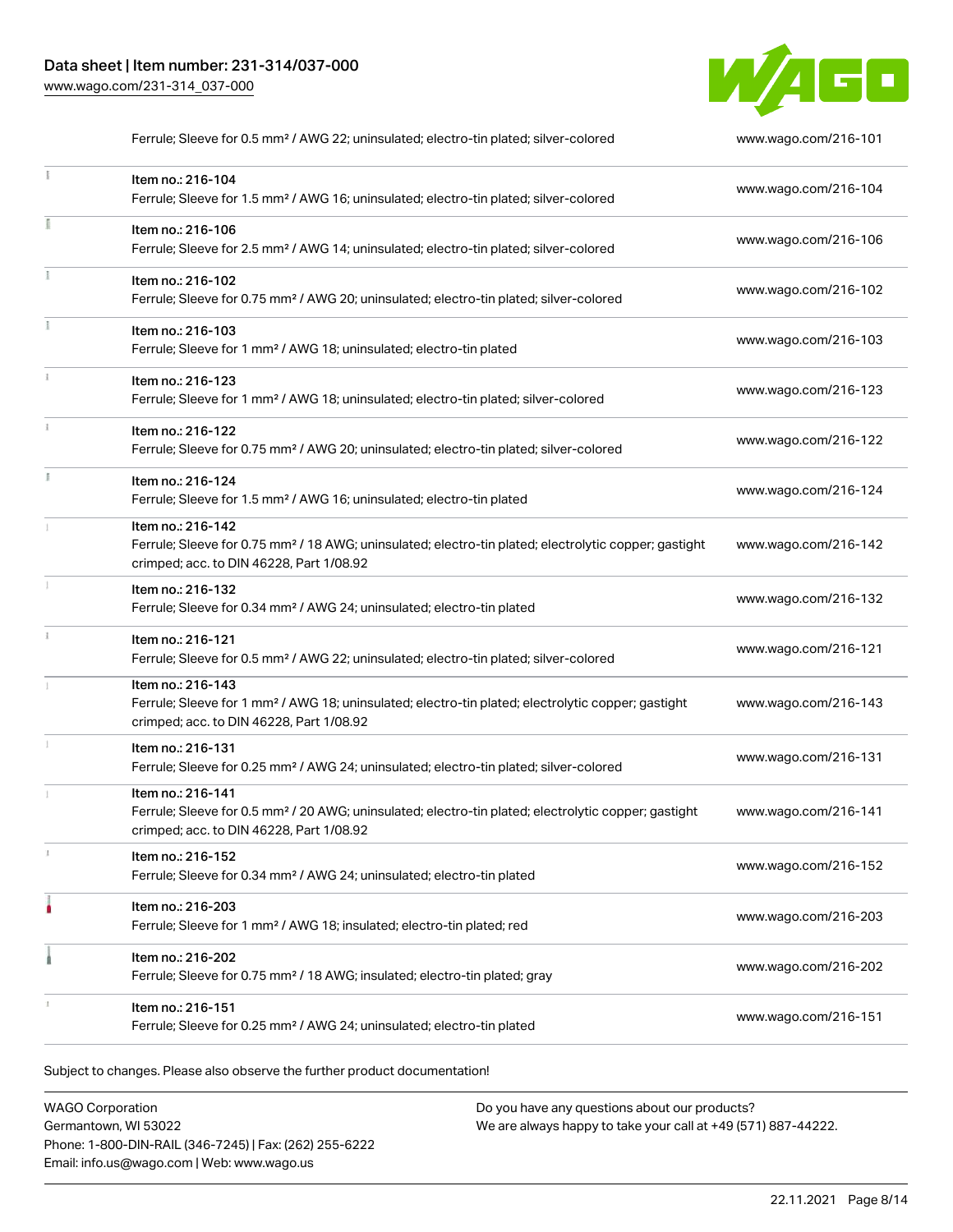| | | |
|---|---|---|
| | Ferrule; Sleeve for 0.5 mm² / AWG 22; uninsulated; electro-tin plated; silver-colored | www.wago.com/216-101 |
| | Item no.: 216-104<br>Ferrule; Sleeve for 1.5 mm² / AWG 16; uninsulated; electro-tin plated; silver-colored | www.wago.com/216-104 |
| | Item no.: 216-106<br>Ferrule; Sleeve for 2.5 mm² / AWG 14; uninsulated; electro-tin plated; silver-colored | www.wago.com/216-106 |
| | Item no.: 216-102<br>Ferrule; Sleeve for 0.75 mm² / AWG 20; uninsulated; electro-tin plated; silver-colored | www.wago.com/216-102 |
| | Item no.: 216-103<br>Ferrule; Sleeve for 1 mm² / AWG 18; uninsulated; electro-tin plated | www.wago.com/216-103 |
| | Item no.: 216-123<br>Ferrule; Sleeve for 1 mm² / AWG 18; uninsulated; electro-tin plated; silver-colored | www.wago.com/216-123 |
| | Item no.: 216-122<br>Ferrule; Sleeve for 0.75 mm² / AWG 20; uninsulated; electro-tin plated; silver-colored | www.wago.com/216-122 |
| | Item no.: 216-124<br>Ferrule; Sleeve for 1.5 mm² / AWG 16; uninsulated; electro-tin plated | www.wago.com/216-124 |
| | Item no.: 216-142<br>Ferrule; Sleeve for 0.75 mm² / 18 AWG; uninsulated; electro-tin plated; electrolytic copper; gastight crimped; acc. to DIN 46228, Part 1/08.92 | www.wago.com/216-142 |
| | Item no.: 216-132<br>Ferrule; Sleeve for 0.34 mm² / AWG 24; uninsulated; electro-tin plated | www.wago.com/216-132 |
| | Item no.: 216-121<br>Ferrule; Sleeve for 0.5 mm² / AWG 22; uninsulated; electro-tin plated; silver-colored | www.wago.com/216-121 |
| | Item no.: 216-143<br>Ferrule; Sleeve for 1 mm² / AWG 18; uninsulated; electro-tin plated; electrolytic copper; gastight crimped; acc. to DIN 46228, Part 1/08.92 | www.wago.com/216-143 |
| | Item no.: 216-131<br>Ferrule; Sleeve for 0.25 mm² / AWG 24; uninsulated; electro-tin plated; silver-colored | www.wago.com/216-131 |
| | Item no.: 216-141<br>Ferrule; Sleeve for 0.5 mm² / 20 AWG; uninsulated; electro-tin plated; electrolytic copper; gastight crimped; acc. to DIN 46228, Part 1/08.92 | www.wago.com/216-141 |
| | Item no.: 216-152<br>Ferrule; Sleeve for 0.34 mm² / AWG 24; uninsulated; electro-tin plated | www.wago.com/216-152 |
| | Item no.: 216-203<br>Ferrule; Sleeve for 1 mm² / AWG 18; insulated; electro-tin plated; red | www.wago.com/216-203 |
| | Item no.: 216-202<br>Ferrule; Sleeve for 0.75 mm² / 18 AWG; insulated; electro-tin plated; gray | www.wago.com/216-202 |
| | Item no.: 216-151<br>Ferrule; Sleeve for 0.25 mm² / AWG 24; uninsulated; electro-tin plated | www.wago.com/216-151 |

Subject to changes. Please also observe the further product documentation!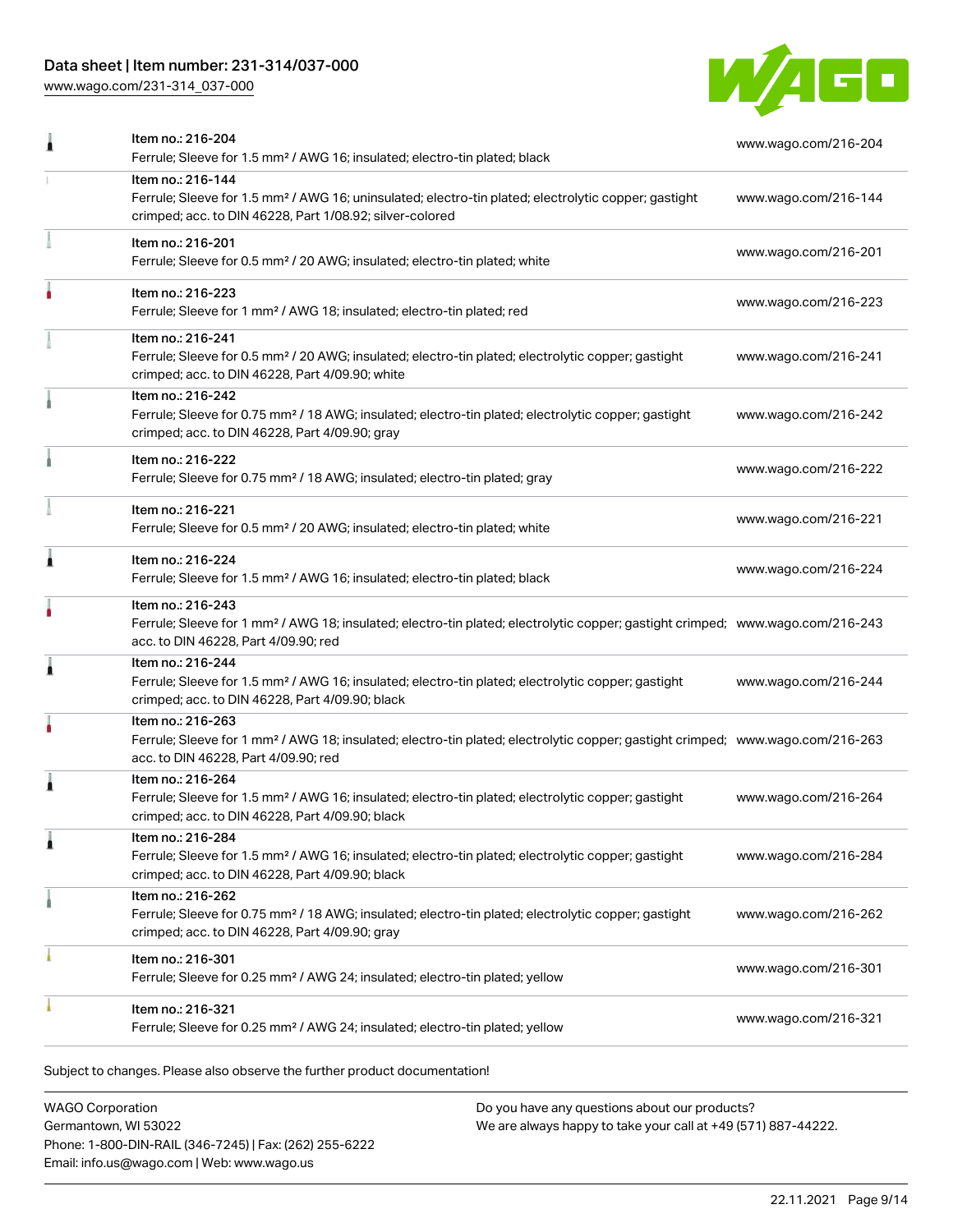| | | |
|---|---|---|
| | Item no.: 216-204<br>Ferrule; Sleeve for 1.5 mm² / AWG 16; insulated; electro-tin plated; black | www.wago.com/216-204 |
| | Item no.: 216-144<br>Ferrule; Sleeve for 1.5 mm² / AWG 16; uninsulated; electro-tin plated; electrolytic copper; gastight crimped; acc. to DIN 46228, Part 1/08.92; silver-colored | www.wago.com/216-144 |
| | Item no.: 216-201<br>Ferrule; Sleeve for 0.5 mm² / 20 AWG; insulated; electro-tin plated; white | www.wago.com/216-201 |
| | Item no.: 216-223<br>Ferrule; Sleeve for 1 mm² / AWG 18; insulated; electro-tin plated; red | www.wago.com/216-223 |
| | Item no.: 216-241<br>Ferrule; Sleeve for 0.5 mm² / 20 AWG; insulated; electro-tin plated; electrolytic copper; gastight crimped; acc. to DIN 46228, Part 4/09.90; white | www.wago.com/216-241 |
| | Item no.: 216-242<br>Ferrule; Sleeve for 0.75 mm² / 18 AWG; insulated; electro-tin plated; electrolytic copper; gastight crimped; acc. to DIN 46228, Part 4/09.90; gray | www.wago.com/216-242 |
| | Item no.: 216-222<br>Ferrule; Sleeve for 0.75 mm² / 18 AWG; insulated; electro-tin plated; gray | www.wago.com/216-222 |
| | Item no.: 216-221<br>Ferrule; Sleeve for 0.5 mm² / 20 AWG; insulated; electro-tin plated; white | www.wago.com/216-221 |
| | Item no.: 216-224<br>Ferrule; Sleeve for 1.5 mm² / AWG 16; insulated; electro-tin plated; black | www.wago.com/216-224 |
| | Item no.: 216-243<br>Ferrule; Sleeve for 1 mm² / AWG 18; insulated; electro-tin plated; electrolytic copper; gastight crimped; acc. to DIN 46228, Part 4/09.90; red | www.wago.com/216-243 |
| | Item no.: 216-244<br>Ferrule; Sleeve for 1.5 mm² / AWG 16; insulated; electro-tin plated; electrolytic copper; gastight crimped; acc. to DIN 46228, Part 4/09.90; black | www.wago.com/216-244 |
| | Item no.: 216-263<br>Ferrule; Sleeve for 1 mm² / AWG 18; insulated; electro-tin plated; electrolytic copper; gastight crimped; acc. to DIN 46228, Part 4/09.90; red | www.wago.com/216-263 |
| | Item no.: 216-264<br>Ferrule; Sleeve for 1.5 mm² / AWG 16; insulated; electro-tin plated; electrolytic copper; gastight crimped; acc. to DIN 46228, Part 4/09.90; black | www.wago.com/216-264 |
| | Item no.: 216-284<br>Ferrule; Sleeve for 1.5 mm² / AWG 16; insulated; electro-tin plated; electrolytic copper; gastight crimped; acc. to DIN 46228, Part 4/09.90; black | www.wago.com/216-284 |
| | Item no.: 216-262<br>Ferrule; Sleeve for 0.75 mm² / 18 AWG; insulated; electro-tin plated; electrolytic copper; gastight crimped; acc. to DIN 46228, Part 4/09.90; gray | www.wago.com/216-262 |
| | Item no.: 216-301<br>Ferrule; Sleeve for 0.25 mm² / AWG 24; insulated; electro-tin plated; yellow | www.wago.com/216-301 |
| | Item no.: 216-321<br>Ferrule; Sleeve for 0.25 mm² / AWG 24; insulated; electro-tin plated; yellow | www.wago.com/216-321 |

Subject to changes. Please also observe the further product documentation!

WAGO Corporation
Germantown, WI 53022
Phone: 1-800-DIN-RAIL (346-7245) | Fax: (262) 255-6222
Email: info.us@wago.com | Web: www.wago.us

Do you have any questions about our products?
We are always happy to take your call at +49 (571) 887-44222.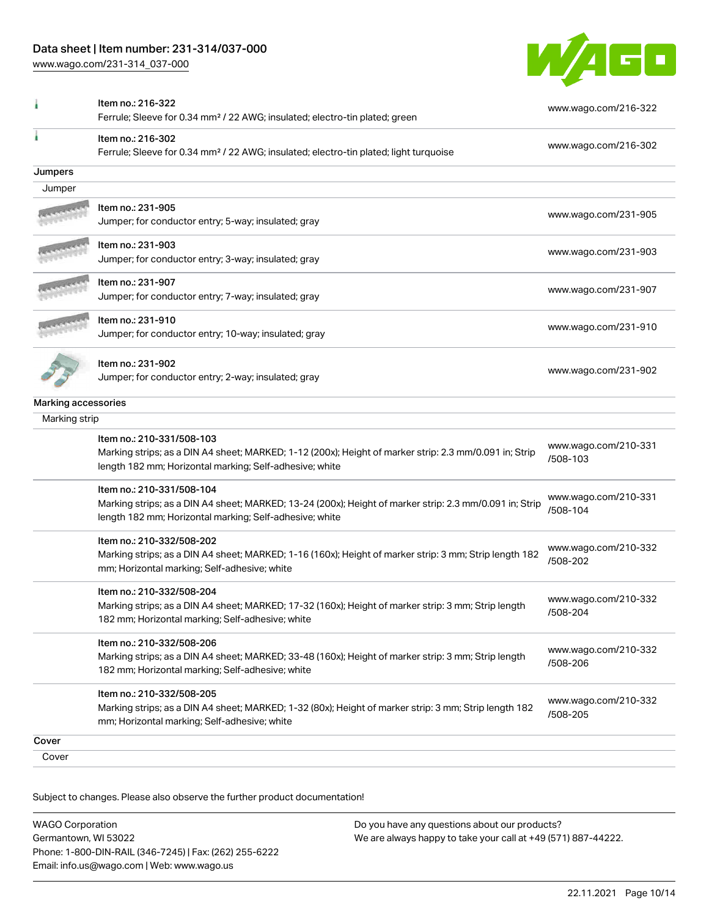| Item | Description | Link |
| --- | --- | --- |
| Item no.: 216-322 | Ferrule; Sleeve for 0.34 mm² / 22 AWG; insulated; electro-tin plated; green | www.wago.com/216-322 |
| Item no.: 216-302 | Ferrule; Sleeve for 0.34 mm² / 22 AWG; insulated; electro-tin plated; light turquoise | www.wago.com/216-302 |

## Jumpers

### Jumper

| Item | Description | Link |
| --- | --- | --- |
| Item no.: 231-905 | Jumper; for conductor entry; 5-way; insulated; gray | www.wago.com/231-905 |
| Item no.: 231-903 | Jumper; for conductor entry; 3-way; insulated; gray | www.wago.com/231-903 |
| Item no.: 231-907 | Jumper; for conductor entry; 7-way; insulated; gray | www.wago.com/231-907 |
| Item no.: 231-910 | Jumper; for conductor entry; 10-way; insulated; gray | www.wago.com/231-910 |
| Item no.: 231-902 | Jumper; for conductor entry; 2-way; insulated; gray | www.wago.com/231-902 |

## Marking accessories

### Marking strip

| Item | Description | Link |
| --- | --- | --- |
| Item no.: 210-331/508-103 | Marking strips; as a DIN A4 sheet; MARKED; 1-12 (200x); Height of marker strip: 2.3 mm/0.091 in; Strip length 182 mm; Horizontal marking; Self-adhesive; white | www.wago.com/210-331/508-103 |
| Item no.: 210-331/508-104 | Marking strips; as a DIN A4 sheet; MARKED; 13-24 (200x); Height of marker strip: 2.3 mm/0.091 in; Strip length 182 mm; Horizontal marking; Self-adhesive; white | www.wago.com/210-331/508-104 |
| Item no.: 210-332/508-202 | Marking strips; as a DIN A4 sheet; MARKED; 1-16 (160x); Height of marker strip: 3 mm; Strip length 182 mm; Horizontal marking; Self-adhesive; white | www.wago.com/210-332/508-202 |
| Item no.: 210-332/508-204 | Marking strips; as a DIN A4 sheet; MARKED; 17-32 (160x); Height of marker strip: 3 mm; Strip length 182 mm; Horizontal marking; Self-adhesive; white | www.wago.com/210-332/508-204 |
| Item no.: 210-332/508-206 | Marking strips; as a DIN A4 sheet; MARKED; 33-48 (160x); Height of marker strip: 3 mm; Strip length 182 mm; Horizontal marking; Self-adhesive; white | www.wago.com/210-332/508-206 |
| Item no.: 210-332/508-205 | Marking strips; as a DIN A4 sheet; MARKED; 1-32 (80x); Height of marker strip: 3 mm; Strip length 182 mm; Horizontal marking; Self-adhesive; white | www.wago.com/210-332/508-205 |

## Cover

### Cover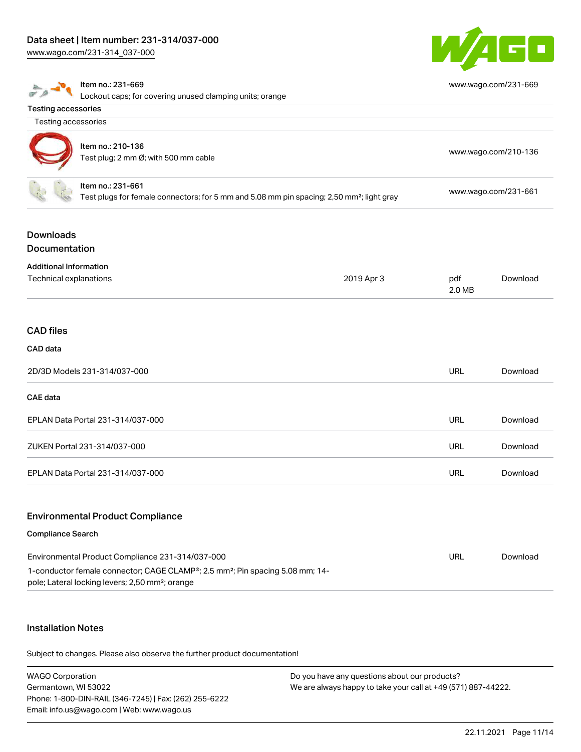| Item | Description | Link |
| --- | --- | --- |
| Item no.: 231-669 | Lockout caps; for covering unused clamping units; orange | www.wago.com/231-669 |

**Testing accessories**

Testing accessories

| Item | Description | Link |
| --- | --- | --- |
| Item no.: 210-136 | Test plug; 2 mm Ø; with 500 mm cable | www.wago.com/210-136 |
| Item no.: 231-661 | Test plugs for female connectors; for 5 mm and 5.08 mm pin spacing; 2,50 mm²; light gray | www.wago.com/231-661 |

## Downloads

## Documentation

### Additional Information

| Document | Date | Format | |
| --- | --- | --- | --- |
| Technical explanations | 2019 Apr 3 | pdf 2.0 MB | Download |

## CAD files

### CAD data

| | | |
| --- | --- | --- |
| 2D/3D Models 231-314/037-000 | URL | Download |

### CAE data

| | | |
| --- | --- | --- |
| EPLAN Data Portal 231-314/037-000 | URL | Download |
| ZUKEN Portal 231-314/037-000 | URL | Download |
| EPLAN Data Portal 231-314/037-000 | URL | Download |

## Environmental Product Compliance

### Compliance Search

| | | |
| --- | --- | --- |
| Environmental Product Compliance 231-314/037-000<br>1-conductor female connector; CAGE CLAMP®; 2.5 mm²; Pin spacing 5.08 mm; 14-pole; Lateral locking levers; 2,50 mm²; orange | URL | Download |

## Installation Notes

Subject to changes. Please also observe the further product documentation!

WAGO Corporation
Germantown, WI 53022
Phone: 1-800-DIN-RAIL (346-7245) | Fax: (262) 255-6222
Email: info.us@wago.com | Web: www.wago.us

Do you have any questions about our products?
We are always happy to take your call at +49 (571) 887-44222.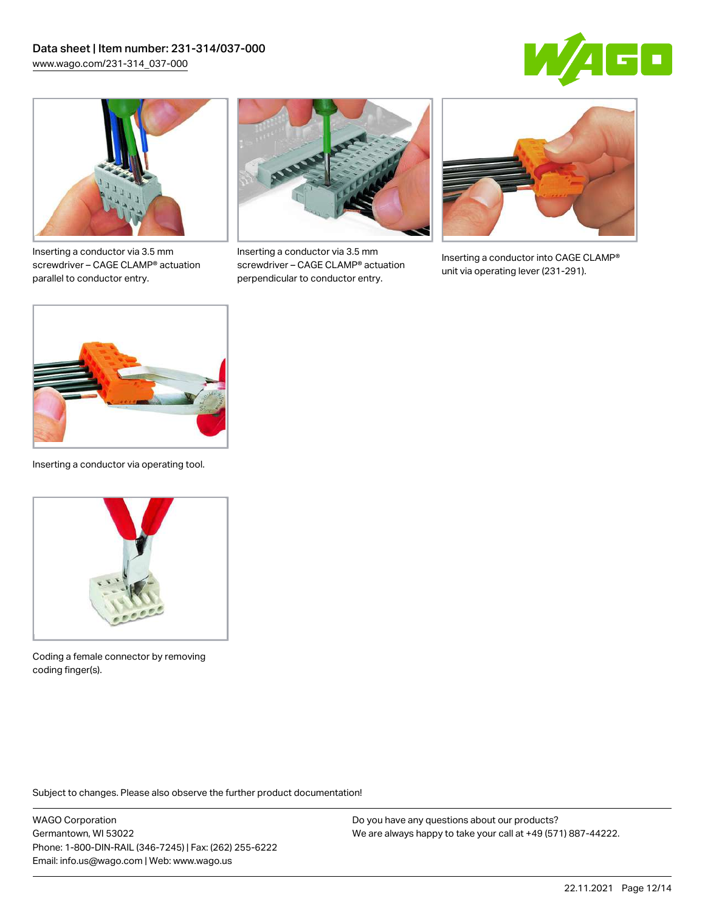Inserting a conductor via 3.5 mm screwdriver – CAGE CLAMP® actuation parallel to conductor entry.

Inserting a conductor via 3.5 mm screwdriver – CAGE CLAMP® actuation perpendicular to conductor entry.

Inserting a conductor into CAGE CLAMP® unit via operating lever (231-291).

Inserting a conductor via operating tool.

Coding a female connector by removing coding finger(s).

Subject to changes. Please also observe the further product documentation!

WAGO Corporation
Germantown, WI 53022
Phone: 1-800-DIN-RAIL (346-7245) | Fax: (262) 255-6222
Email: info.us@wago.com | Web: www.wago.us

Do you have any questions about our products?
We are always happy to take your call at +49 (571) 887-44222.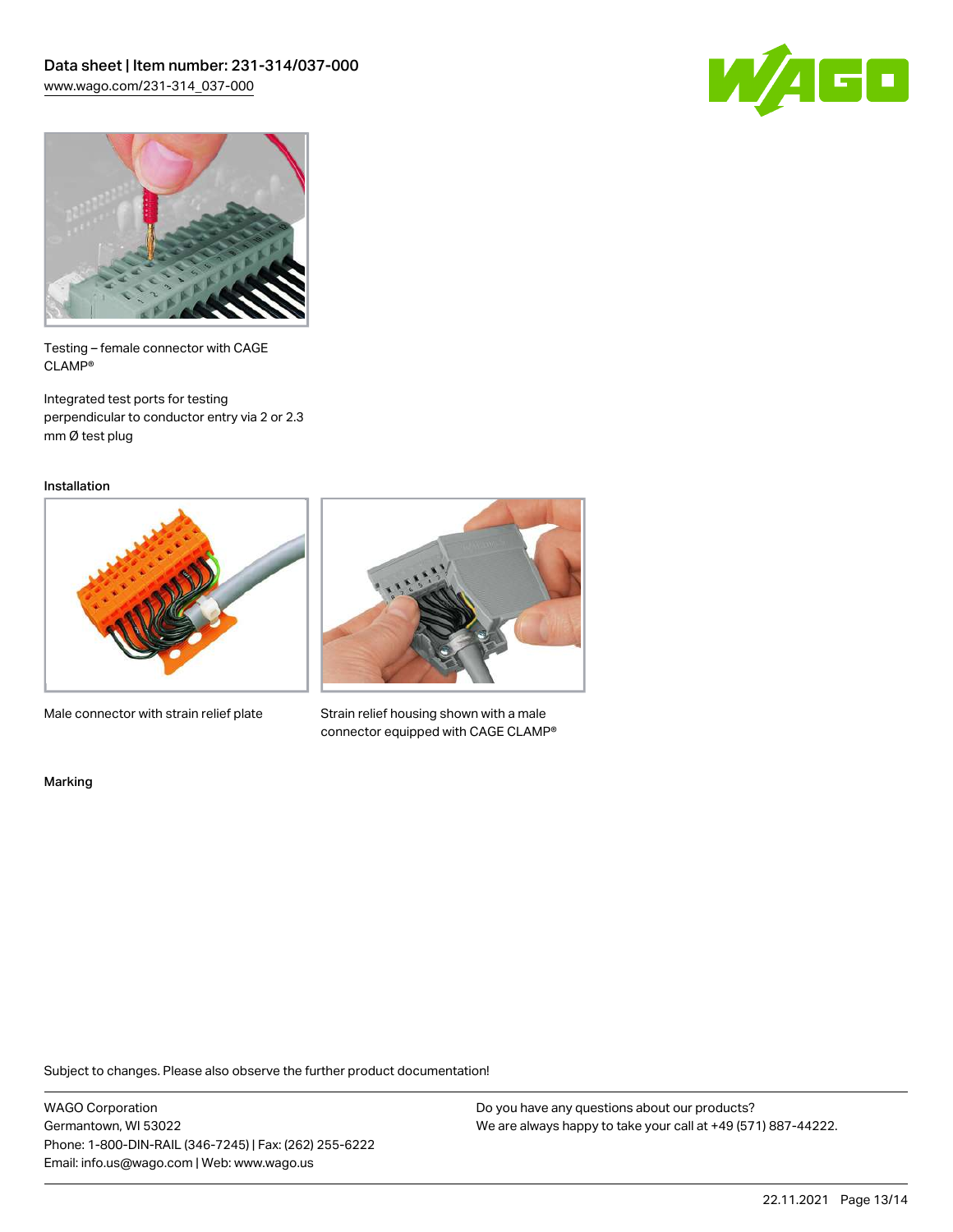Testing – female connector with CAGE CLAMP®

Integrated test ports for testing perpendicular to conductor entry via 2 or 2.3 mm Ø test plug

## Installation

Male connector with strain relief plate

Strain relief housing shown with a male connector equipped with CAGE CLAMP®

## Marking

Subject to changes. Please also observe the further product documentation!

WAGO Corporation
Germantown, WI 53022
Phone: 1-800-DIN-RAIL (346-7245) | Fax: (262) 255-6222
Email: info.us@wago.com | Web: www.wago.us

Do you have any questions about our products?
We are always happy to take your call at +49 (571) 887-44222.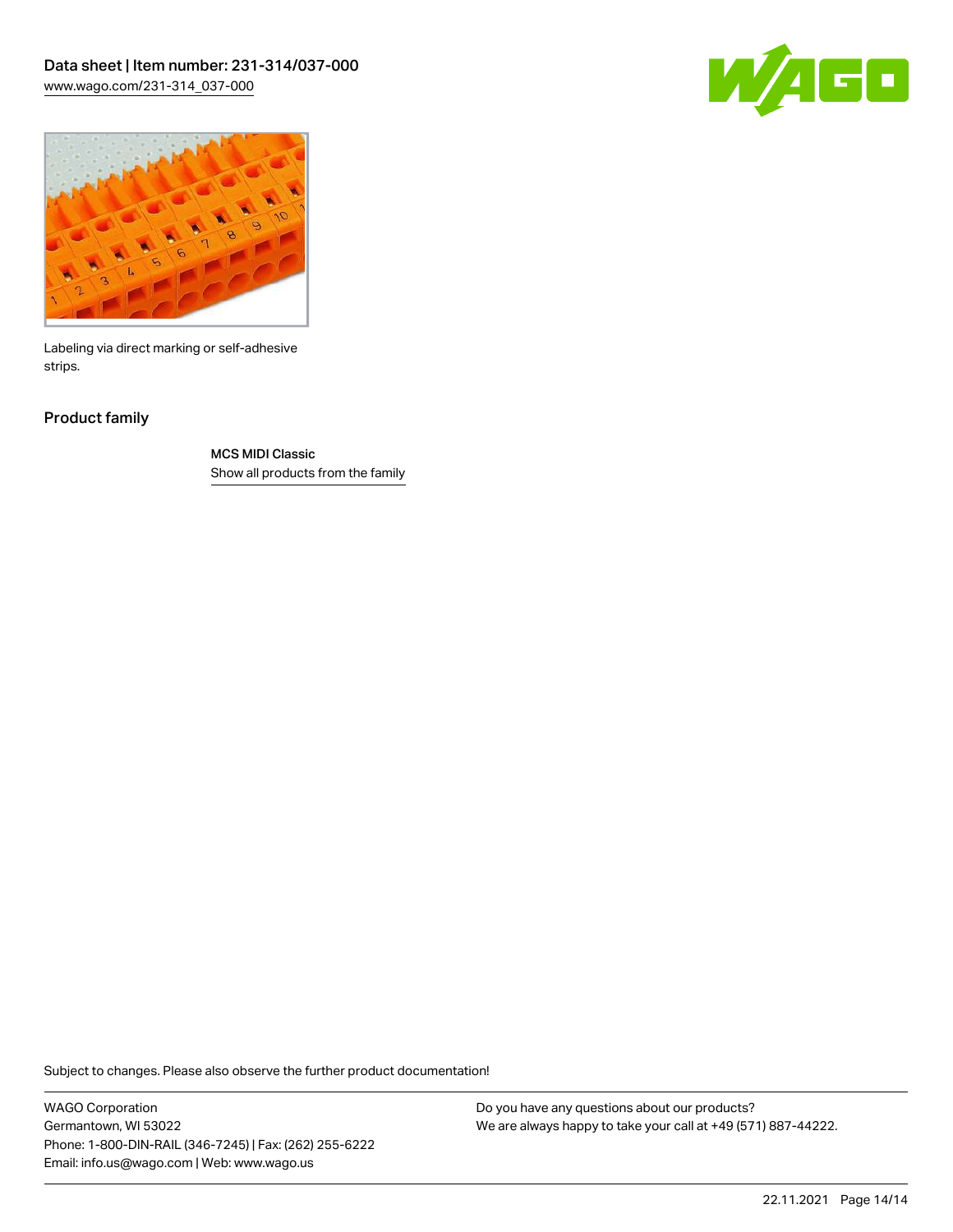Labeling via direct marking or self-adhesive strips.

## Product family

MCS MIDI Classic
Show all products from the family

Subject to changes. Please also observe the further product documentation!

WAGO Corporation
Germantown, WI 53022
Phone: 1-800-DIN-RAIL (346-7245) | Fax: (262) 255-6222
Email: info.us@wago.com | Web: www.wago.us

Do you have any questions about our products?
We are always happy to take your call at +49 (571) 887-44222.